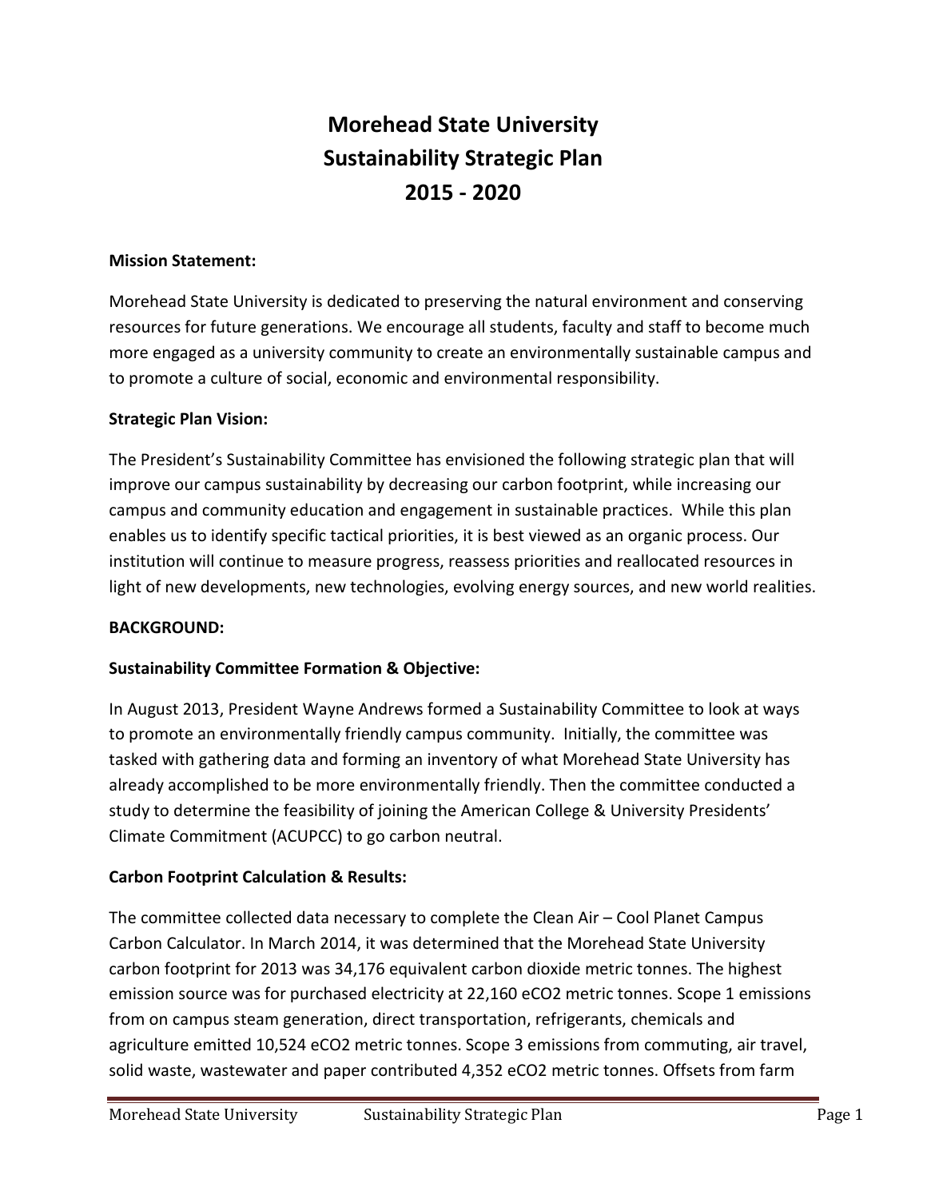# Morehead State University
# Sustainability Strategic Plan
# 2015 - 2020

**Mission Statement:**

Morehead State University is dedicated to preserving the natural environment and conserving resources for future generations. We encourage all students, faculty and staff to become much more engaged as a university community to create an environmentally sustainable campus and to promote a culture of social, economic and environmental responsibility.

**Strategic Plan Vision:**

The President's Sustainability Committee has envisioned the following strategic plan that will improve our campus sustainability by decreasing our carbon footprint, while increasing our campus and community education and engagement in sustainable practices. While this plan enables us to identify specific tactical priorities, it is best viewed as an organic process. Our institution will continue to measure progress, reassess priorities and reallocated resources in light of new developments, new technologies, evolving energy sources, and new world realities.

**BACKGROUND:**

**Sustainability Committee Formation & Objective:**

In August 2013, President Wayne Andrews formed a Sustainability Committee to look at ways to promote an environmentally friendly campus community. Initially, the committee was tasked with gathering data and forming an inventory of what Morehead State University has already accomplished to be more environmentally friendly. Then the committee conducted a study to determine the feasibility of joining the American College & University Presidents' Climate Commitment (ACUPCC) to go carbon neutral.

**Carbon Footprint Calculation & Results:**

The committee collected data necessary to complete the Clean Air – Cool Planet Campus Carbon Calculator. In March 2014, it was determined that the Morehead State University carbon footprint for 2013 was 34,176 equivalent carbon dioxide metric tonnes. The highest emission source was for purchased electricity at 22,160 $eCO_2$ metric tonnes. Scope 1 emissions from on campus steam generation, direct transportation, refrigerants, chemicals and agriculture emitted 10,524 $eCO_2$ metric tonnes. Scope 3 emissions from commuting, air travel, solid waste, wastewater and paper contributed 4,352 $eCO_2$ metric tonnes. Offsets from farm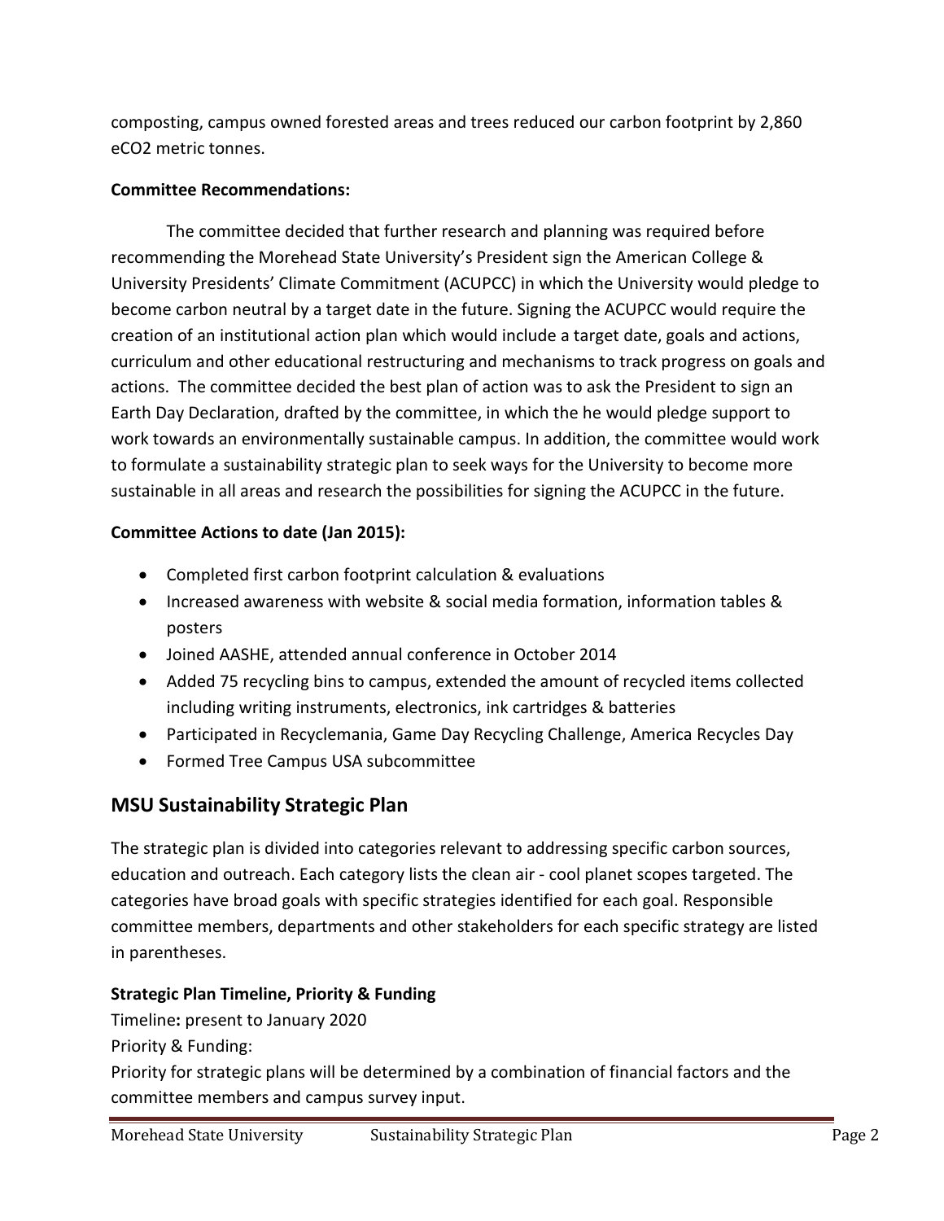composting, campus owned forested areas and trees reduced our carbon footprint by 2,860 eCO2 metric tonnes.

**Committee Recommendations:**

The committee decided that further research and planning was required before recommending the Morehead State University's President sign the American College & University Presidents' Climate Commitment (ACUPCC) in which the University would pledge to become carbon neutral by a target date in the future. Signing the ACUPCC would require the creation of an institutional action plan which would include a target date, goals and actions, curriculum and other educational restructuring and mechanisms to track progress on goals and actions. The committee decided the best plan of action was to ask the President to sign an Earth Day Declaration, drafted by the committee, in which the he would pledge support to work towards an environmentally sustainable campus. In addition, the committee would work to formulate a sustainability strategic plan to seek ways for the University to become more sustainable in all areas and research the possibilities for signing the ACUPCC in the future.

**Committee Actions to date (Jan 2015):**

- Completed first carbon footprint calculation & evaluations
- Increased awareness with website & social media formation, information tables & posters
- Joined AASHE, attended annual conference in October 2014
- Added 75 recycling bins to campus, extended the amount of recycled items collected including writing instruments, electronics, ink cartridges & batteries
- Participated in Recyclemania, Game Day Recycling Challenge, America Recycles Day
- Formed Tree Campus USA subcommittee

## MSU Sustainability Strategic Plan

The strategic plan is divided into categories relevant to addressing specific carbon sources, education and outreach. Each category lists the clean air - cool planet scopes targeted. The categories have broad goals with specific strategies identified for each goal. Responsible committee members, departments and other stakeholders for each specific strategy are listed in parentheses.

**Strategic Plan Timeline, Priority & Funding**

Timeline**:** present to January 2020

Priority & Funding:

Priority for strategic plans will be determined by a combination of financial factors and the committee members and campus survey input.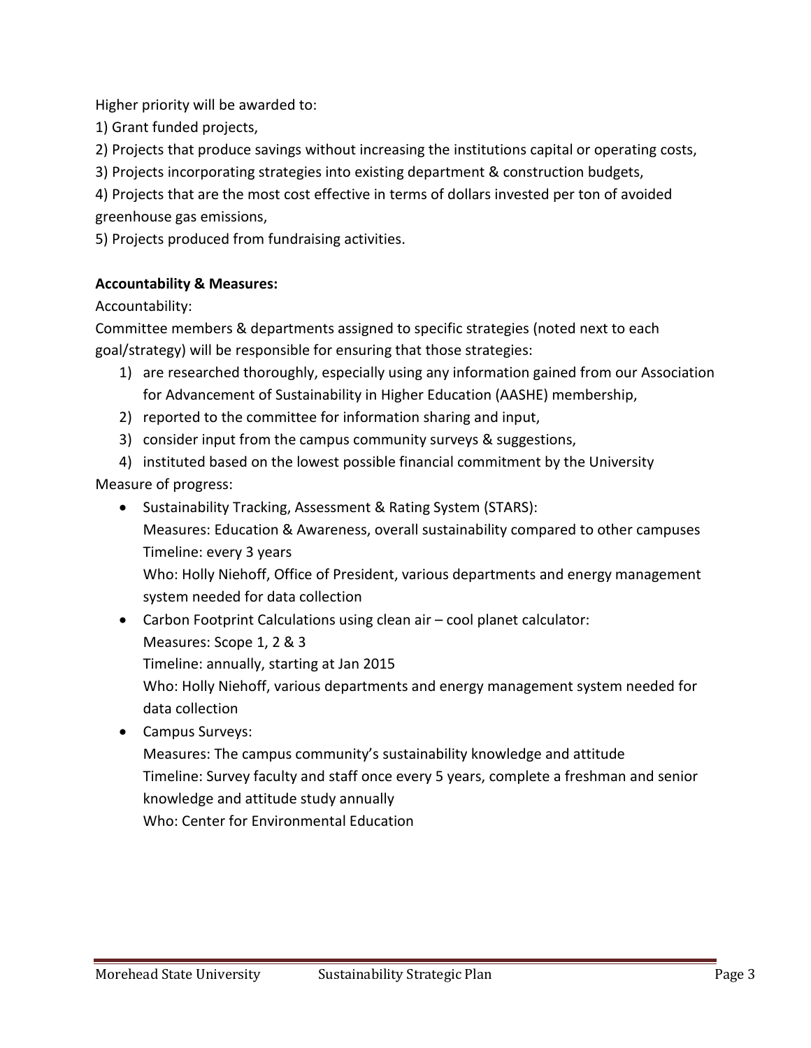Higher priority will be awarded to:

1) Grant funded projects,
2) Projects that produce savings without increasing the institutions capital or operating costs,
3) Projects incorporating strategies into existing department & construction budgets,
4) Projects that are the most cost effective in terms of dollars invested per ton of avoided greenhouse gas emissions,
5) Projects produced from fundraising activities.

**Accountability & Measures:**

Accountability:

Committee members & departments assigned to specific strategies (noted next to each goal/strategy) will be responsible for ensuring that those strategies:

1) are researched thoroughly, especially using any information gained from our Association for Advancement of Sustainability in Higher Education (AASHE) membership,
2) reported to the committee for information sharing and input,
3) consider input from the campus community surveys & suggestions,
4) instituted based on the lowest possible financial commitment by the University

Measure of progress:

- Sustainability Tracking, Assessment & Rating System (STARS):
  Measures: Education & Awareness, overall sustainability compared to other campuses
  Timeline: every 3 years
  Who: Holly Niehoff, Office of President, various departments and energy management system needed for data collection
- Carbon Footprint Calculations using clean air – cool planet calculator:
  Measures: Scope 1, 2 & 3
  Timeline: annually, starting at Jan 2015
  Who: Holly Niehoff, various departments and energy management system needed for data collection
- Campus Surveys:
  Measures: The campus community's sustainability knowledge and attitude
  Timeline: Survey faculty and staff once every 5 years, complete a freshman and senior knowledge and attitude study annually
  Who: Center for Environmental Education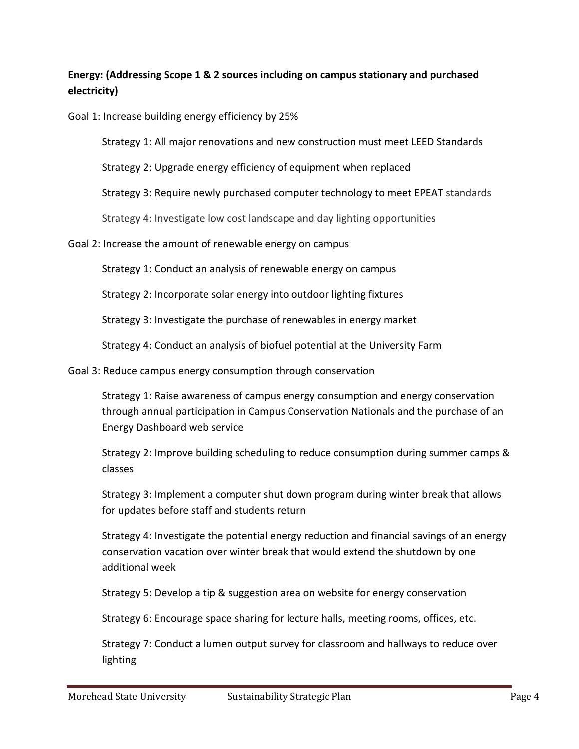**Energy: (Addressing Scope 1 & 2 sources including on campus stationary and purchased electricity)**

Goal 1: Increase building energy efficiency by 25%

- Strategy 1: All major renovations and new construction must meet LEED Standards
- Strategy 2: Upgrade energy efficiency of equipment when replaced
- Strategy 3: Require newly purchased computer technology to meet EPEAT standards
- Strategy 4: Investigate low cost landscape and day lighting opportunities

Goal 2: Increase the amount of renewable energy on campus

- Strategy 1: Conduct an analysis of renewable energy on campus
- Strategy 2: Incorporate solar energy into outdoor lighting fixtures
- Strategy 3: Investigate the purchase of renewables in energy market
- Strategy 4: Conduct an analysis of biofuel potential at the University Farm

Goal 3: Reduce campus energy consumption through conservation

- Strategy 1: Raise awareness of campus energy consumption and energy conservation through annual participation in Campus Conservation Nationals and the purchase of an Energy Dashboard web service
- Strategy 2: Improve building scheduling to reduce consumption during summer camps & classes
- Strategy 3: Implement a computer shut down program during winter break that allows for updates before staff and students return
- Strategy 4: Investigate the potential energy reduction and financial savings of an energy conservation vacation over winter break that would extend the shutdown by one additional week
- Strategy 5: Develop a tip & suggestion area on website for energy conservation
- Strategy 6: Encourage space sharing for lecture halls, meeting rooms, offices, etc.
- Strategy 7: Conduct a lumen output survey for classroom and hallways to reduce over lighting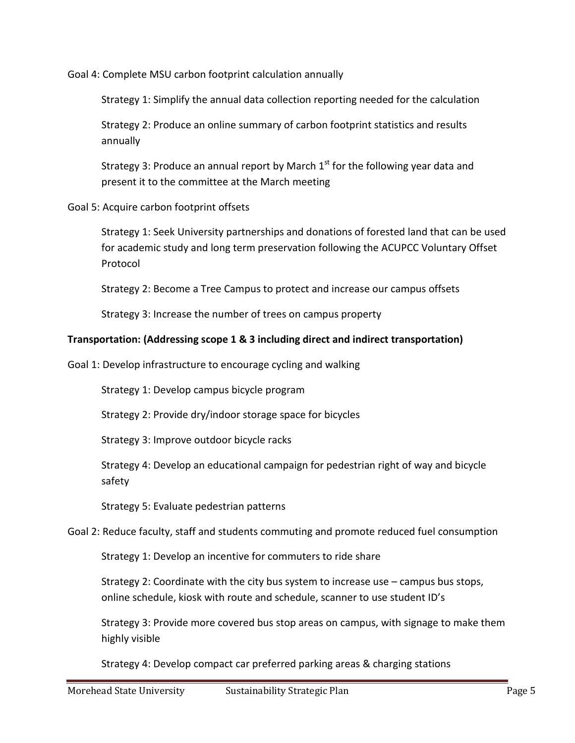Goal 4: Complete MSU carbon footprint calculation annually

Strategy 1: Simplify the annual data collection reporting needed for the calculation

Strategy 2: Produce an online summary of carbon footprint statistics and results annually

Strategy 3: Produce an annual report by March 1st for the following year data and present it to the committee at the March meeting

Goal 5: Acquire carbon footprint offsets

Strategy 1: Seek University partnerships and donations of forested land that can be used for academic study and long term preservation following the ACUPCC Voluntary Offset Protocol

Strategy 2: Become a Tree Campus to protect and increase our campus offsets

Strategy 3: Increase the number of trees on campus property

**Transportation: (Addressing scope 1 & 3 including direct and indirect transportation)**

Goal 1: Develop infrastructure to encourage cycling and walking

Strategy 1: Develop campus bicycle program

Strategy 2: Provide dry/indoor storage space for bicycles

Strategy 3: Improve outdoor bicycle racks

Strategy 4: Develop an educational campaign for pedestrian right of way and bicycle safety

Strategy 5: Evaluate pedestrian patterns

Goal 2: Reduce faculty, staff and students commuting and promote reduced fuel consumption

Strategy 1: Develop an incentive for commuters to ride share

Strategy 2: Coordinate with the city bus system to increase use – campus bus stops, online schedule, kiosk with route and schedule, scanner to use student ID's

Strategy 3: Provide more covered bus stop areas on campus, with signage to make them highly visible

Strategy 4: Develop compact car preferred parking areas & charging stations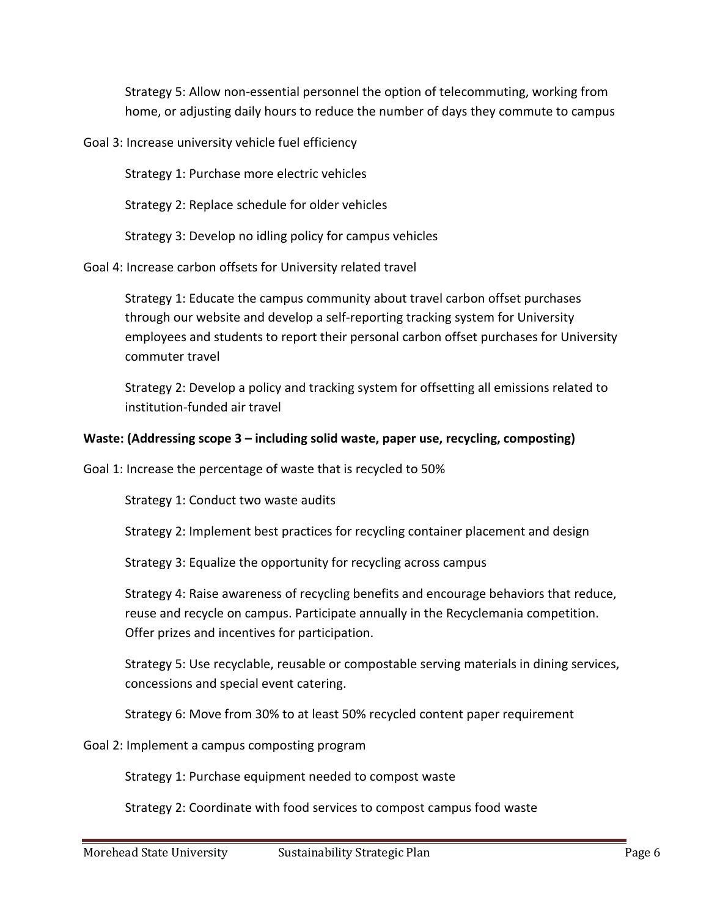Strategy 5: Allow non-essential personnel the option of telecommuting, working from home, or adjusting daily hours to reduce the number of days they commute to campus

Goal 3: Increase university vehicle fuel efficiency

Strategy 1: Purchase more electric vehicles

Strategy 2: Replace schedule for older vehicles

Strategy 3: Develop no idling policy for campus vehicles

Goal 4: Increase carbon offsets for University related travel

Strategy 1: Educate the campus community about travel carbon offset purchases through our website and develop a self-reporting tracking system for University employees and students to report their personal carbon offset purchases for University commuter travel

Strategy 2: Develop a policy and tracking system for offsetting all emissions related to institution-funded air travel

**Waste: (Addressing scope 3 – including solid waste, paper use, recycling, composting)**

Goal 1: Increase the percentage of waste that is recycled to 50%

Strategy 1: Conduct two waste audits

Strategy 2: Implement best practices for recycling container placement and design

Strategy 3: Equalize the opportunity for recycling across campus

Strategy 4: Raise awareness of recycling benefits and encourage behaviors that reduce, reuse and recycle on campus. Participate annually in the Recyclemania competition. Offer prizes and incentives for participation.

Strategy 5: Use recyclable, reusable or compostable serving materials in dining services, concessions and special event catering.

Strategy 6: Move from 30% to at least 50% recycled content paper requirement

Goal 2: Implement a campus composting program

Strategy 1: Purchase equipment needed to compost waste

Strategy 2: Coordinate with food services to compost campus food waste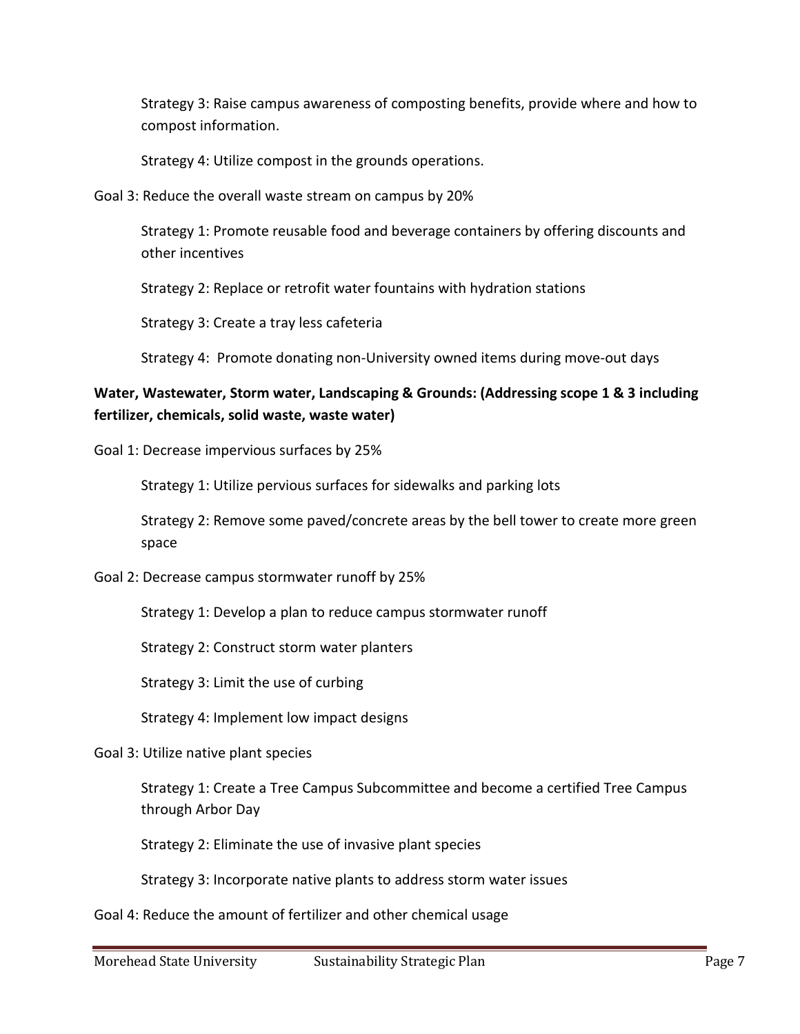Strategy 3: Raise campus awareness of composting benefits, provide where and how to compost information.

Strategy 4: Utilize compost in the grounds operations.

Goal 3: Reduce the overall waste stream on campus by 20%

Strategy 1: Promote reusable food and beverage containers by offering discounts and other incentives

Strategy 2: Replace or retrofit water fountains with hydration stations

Strategy 3: Create a tray less cafeteria

Strategy 4: Promote donating non-University owned items during move-out days

**Water, Wastewater, Storm water, Landscaping & Grounds: (Addressing scope 1 & 3 including fertilizer, chemicals, solid waste, waste water)**

Goal 1: Decrease impervious surfaces by 25%

Strategy 1: Utilize pervious surfaces for sidewalks and parking lots

Strategy 2: Remove some paved/concrete areas by the bell tower to create more green space

Goal 2: Decrease campus stormwater runoff by 25%

Strategy 1: Develop a plan to reduce campus stormwater runoff

Strategy 2: Construct storm water planters

Strategy 3: Limit the use of curbing

Strategy 4: Implement low impact designs

Goal 3: Utilize native plant species

Strategy 1: Create a Tree Campus Subcommittee and become a certified Tree Campus through Arbor Day

Strategy 2: Eliminate the use of invasive plant species

Strategy 3: Incorporate native plants to address storm water issues

Goal 4: Reduce the amount of fertilizer and other chemical usage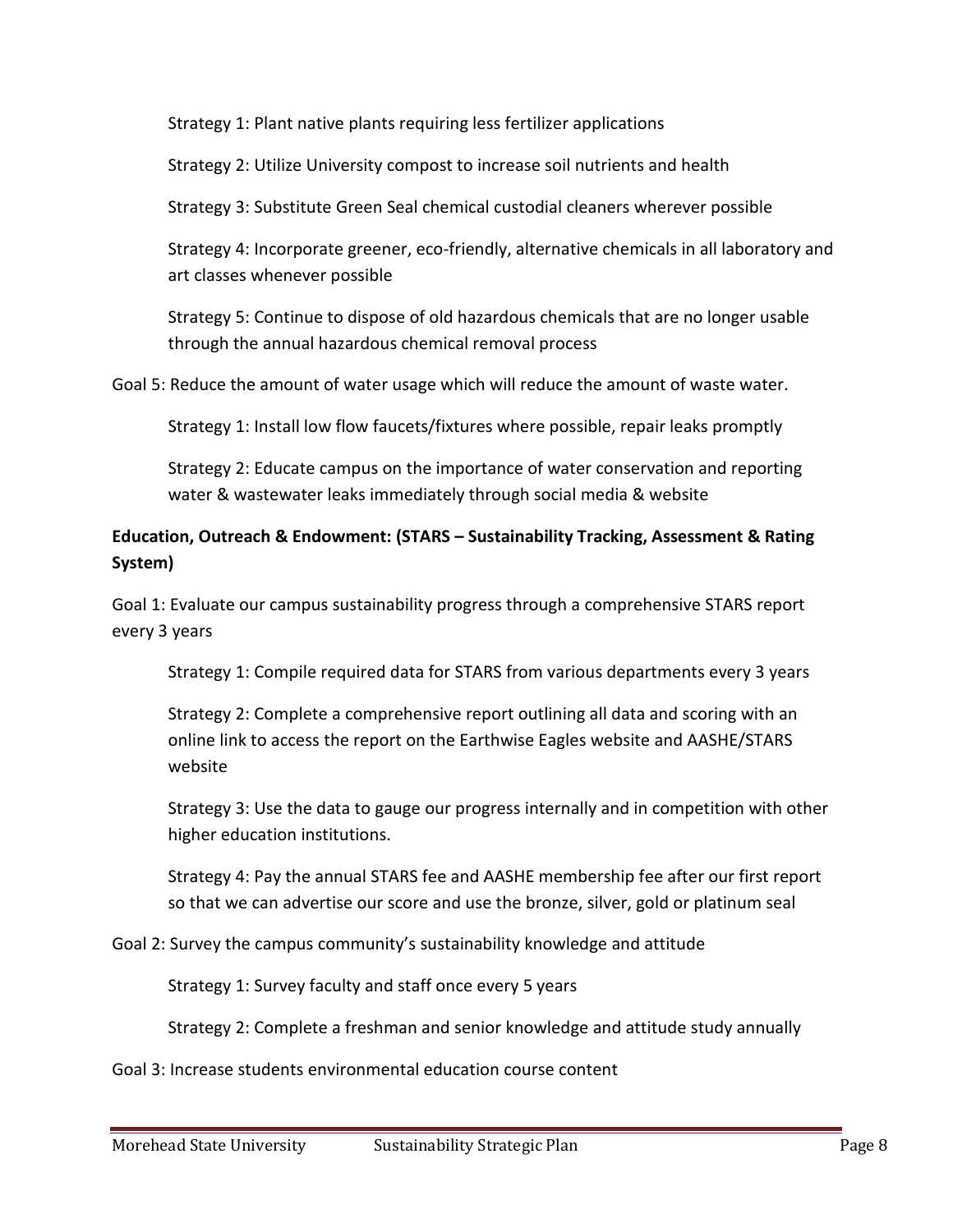Strategy 1: Plant native plants requiring less fertilizer applications

Strategy 2: Utilize University compost to increase soil nutrients and health

Strategy 3: Substitute Green Seal chemical custodial cleaners wherever possible

Strategy 4: Incorporate greener, eco-friendly, alternative chemicals in all laboratory and art classes whenever possible

Strategy 5: Continue to dispose of old hazardous chemicals that are no longer usable through the annual hazardous chemical removal process

Goal 5: Reduce the amount of water usage which will reduce the amount of waste water.

Strategy 1: Install low flow faucets/fixtures where possible, repair leaks promptly

Strategy 2: Educate campus on the importance of water conservation and reporting water & wastewater leaks immediately through social media & website

**Education, Outreach & Endowment: (STARS – Sustainability Tracking, Assessment & Rating System)**

Goal 1: Evaluate our campus sustainability progress through a comprehensive STARS report every 3 years

Strategy 1: Compile required data for STARS from various departments every 3 years

Strategy 2: Complete a comprehensive report outlining all data and scoring with an online link to access the report on the Earthwise Eagles website and AASHE/STARS website

Strategy 3: Use the data to gauge our progress internally and in competition with other higher education institutions.

Strategy 4: Pay the annual STARS fee and AASHE membership fee after our first report so that we can advertise our score and use the bronze, silver, gold or platinum seal

Goal 2: Survey the campus community's sustainability knowledge and attitude

Strategy 1: Survey faculty and staff once every 5 years

Strategy 2: Complete a freshman and senior knowledge and attitude study annually

Goal 3: Increase students environmental education course content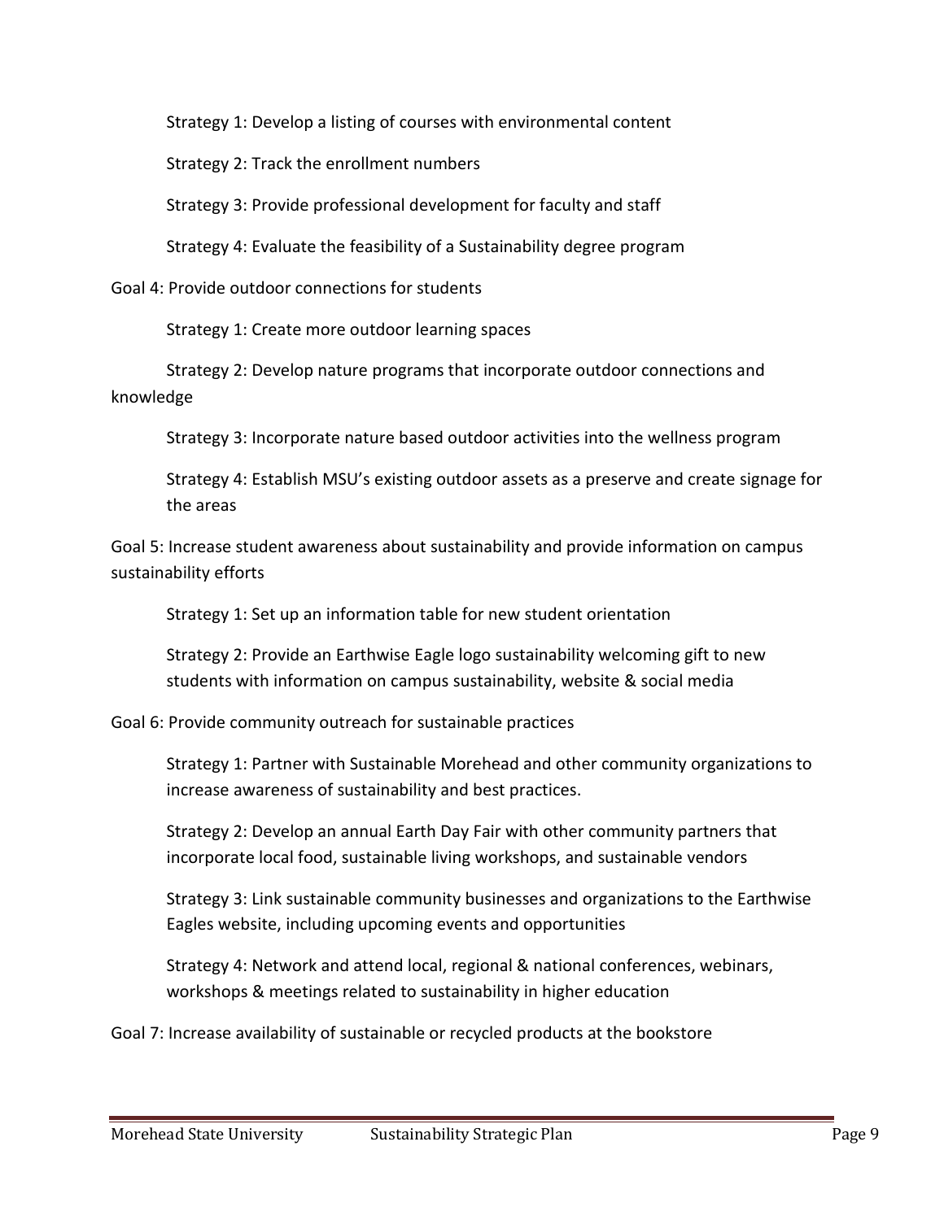Strategy 1: Develop a listing of courses with environmental content

Strategy 2: Track the enrollment numbers

Strategy 3: Provide professional development for faculty and staff

Strategy 4: Evaluate the feasibility of a Sustainability degree program

Goal 4: Provide outdoor connections for students

Strategy 1: Create more outdoor learning spaces

Strategy 2: Develop nature programs that incorporate outdoor connections and knowledge

Strategy 3: Incorporate nature based outdoor activities into the wellness program

Strategy 4: Establish MSU's existing outdoor assets as a preserve and create signage for the areas

Goal 5: Increase student awareness about sustainability and provide information on campus sustainability efforts

Strategy 1: Set up an information table for new student orientation

Strategy 2: Provide an Earthwise Eagle logo sustainability welcoming gift to new students with information on campus sustainability, website & social media

Goal 6: Provide community outreach for sustainable practices

Strategy 1: Partner with Sustainable Morehead and other community organizations to increase awareness of sustainability and best practices.

Strategy 2: Develop an annual Earth Day Fair with other community partners that incorporate local food, sustainable living workshops, and sustainable vendors

Strategy 3: Link sustainable community businesses and organizations to the Earthwise Eagles website, including upcoming events and opportunities

Strategy 4: Network and attend local, regional & national conferences, webinars, workshops & meetings related to sustainability in higher education

Goal 7: Increase availability of sustainable or recycled products at the bookstore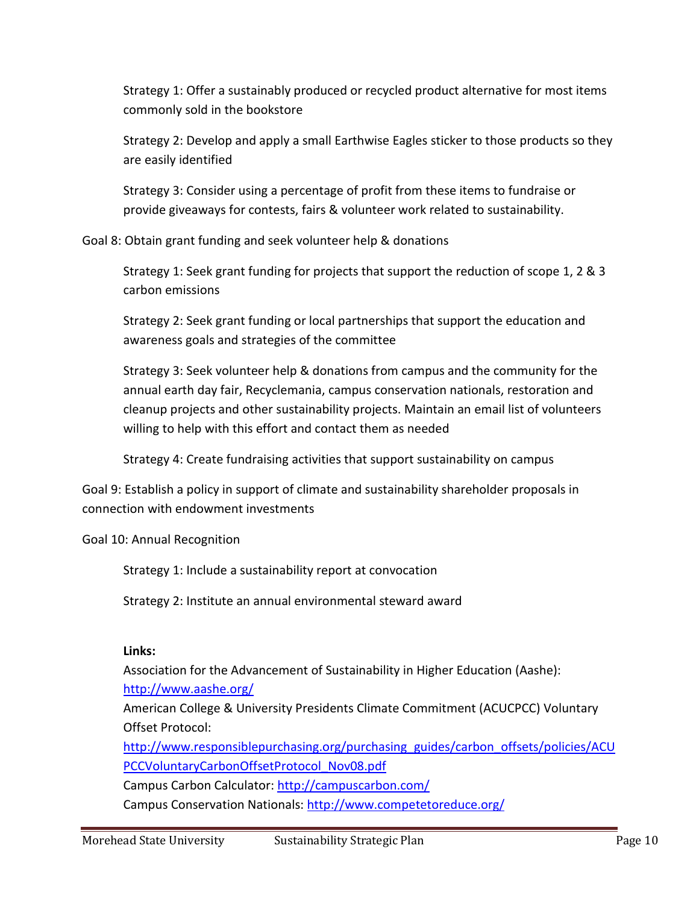Strategy 1: Offer a sustainably produced or recycled product alternative for most items commonly sold in the bookstore

Strategy 2: Develop and apply a small Earthwise Eagles sticker to those products so they are easily identified

Strategy 3: Consider using a percentage of profit from these items to fundraise or provide giveaways for contests, fairs & volunteer work related to sustainability.

Goal 8: Obtain grant funding and seek volunteer help & donations

Strategy 1: Seek grant funding for projects that support the reduction of scope 1, 2 & 3 carbon emissions

Strategy 2: Seek grant funding or local partnerships that support the education and awareness goals and strategies of the committee

Strategy 3: Seek volunteer help & donations from campus and the community for the annual earth day fair, Recyclemania, campus conservation nationals, restoration and cleanup projects and other sustainability projects. Maintain an email list of volunteers willing to help with this effort and contact them as needed

Strategy 4: Create fundraising activities that support sustainability on campus

Goal 9: Establish a policy in support of climate and sustainability shareholder proposals in connection with endowment investments

Goal 10: Annual Recognition

Strategy 1: Include a sustainability report at convocation

Strategy 2: Institute an annual environmental steward award

**Links:**

Association for the Advancement of Sustainability in Higher Education (Aashe): [http://www.aashe.org/](http://www.aashe.org/)

American College & University Presidents Climate Commitment (ACUCPCC) Voluntary Offset Protocol: [http://www.responsiblepurchasing.org/purchasing_guides/carbon_offsets/policies/ACUPCCVoluntaryCarbonOffsetProtocol_Nov08.pdf](http://www.responsiblepurchasing.org/purchasing_guides/carbon_offsets/policies/ACUPCCVoluntaryCarbonOffsetProtocol_Nov08.pdf)

Campus Carbon Calculator: [http://campuscarbon.com/](http://campuscarbon.com/)

Campus Conservation Nationals: [http://www.competetoreduce.org/](http://www.competetoreduce.org/)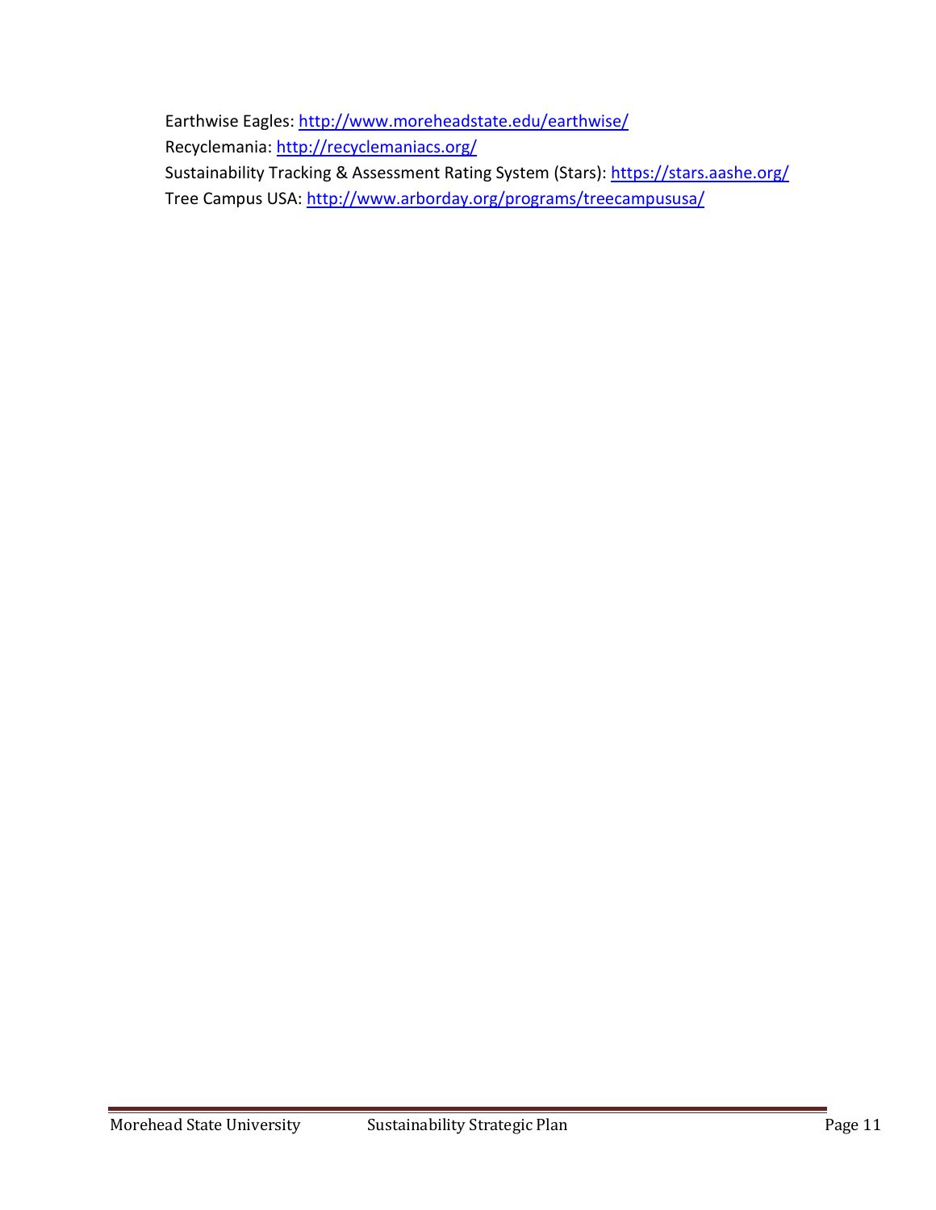Earthwise Eagles: http://www.moreheadstate.edu/earthwise/
Recyclemania: http://recyclemaniacs.org/
Sustainability Tracking & Assessment Rating System (Stars): https://stars.aashe.org/
Tree Campus USA: http://www.arborday.org/programs/treecampususa/